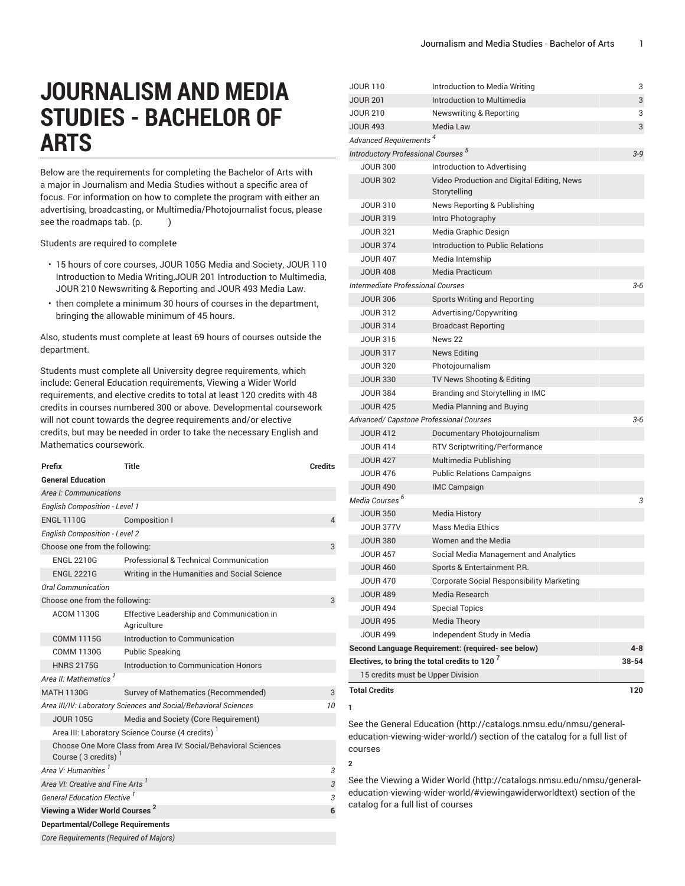# JOURNALISM AND MEDIA STUDIES - BACHELOR OF ARTS

Below are the requirements for completing the Bachelor of Arts with a major in Journalism and Media Studies without a specific area of focus. For information on how to complete the program with either an advertising, broadcasting, or Multimedia/Photojournalist focus, please see the roadmaps tab. (p. )

Students are required to complete

- 15 hours of core courses, JOUR 105G Media and Society, JOUR 110 Introduction to Media Writing,JOUR 201 Introduction to Multimedia, JOUR 210 Newswriting & Reporting and JOUR 493 Media Law.
- then complete a minimum 30 hours of courses in the department, bringing the allowable minimum of 45 hours.

Also, students must complete at least 69 hours of courses outside the department.

Students must complete all University degree requirements, which include: General Education requirements, Viewing a Wider World requirements, and elective credits to total at least 120 credits with 48 credits in courses numbered 300 or above. Developmental coursework will not count towards the degree requirements and/or elective credits, but may be needed in order to take the necessary English and Mathematics coursework.

| Prefix | Title | Credits |
|---|---|---|
| **General Education** | | |
| *Area I: Communications* | | |
| *English Composition - Level 1* | | |
| ENGL 1110G | Composition I | 4 |
| *English Composition - Level 2* | | |
| Choose one from the following: | | 3 |
| ENGL 2210G | Professional & Technical Communication | |
| ENGL 2221G | Writing in the Humanities and Social Science | |
| *Oral Communication* | | |
| Choose one from the following: | | 3 |
| ACOM 1130G | Effective Leadership and Communication in Agriculture | |
| COMM 1115G | Introduction to Communication | |
| COMM 1130G | Public Speaking | |
| HNRS 2175G | Introduction to Communication Honors | |
| *Area II: Mathematics* [1] | | |
| MATH 1130G | Survey of Mathematics (Recommended) | 3 |
| *Area III/IV: Laboratory Sciences and Social/Behavioral Sciences* | | *10* |
| JOUR 105G | Media and Society (Core Requirement) | |
| Area III: Laboratory Science Course (4 credits) [1] | | |
| Choose One More Class from Area IV: Social/Behavioral Sciences Course ( 3 credits) [1] | | |
| *Area V: Humanities* [1] | | *3* |
| *Area VI: Creative and Fine Arts* [1] | | *3* |
| *General Education Elective* [1] | | *3* |
| **Viewing a Wider World Courses** [2] | | **6** |
| **Departmental/College Requirements** | | |
| *Core Requirements (Required of Majors)* | | |
| JOUR 110 | Introduction to Media Writing | 3 |
| JOUR 201 | Introduction to Multimedia | 3 |
| JOUR 210 | Newswriting & Reporting | 3 |
| JOUR 493 | Media Law | 3 |
| *Advanced Requirements* [4] | | |
| *Introductory Professional Courses* [5] | | *3-9* |
| JOUR 300 | Introduction to Advertising | |
| JOUR 302 | Video Production and Digital Editing, News Storytelling | |
| JOUR 310 | News Reporting & Publishing | |
| JOUR 319 | Intro Photography | |
| JOUR 321 | Media Graphic Design | |
| JOUR 374 | Introduction to Public Relations | |
| JOUR 407 | Media Internship | |
| JOUR 408 | Media Practicum | |
| *Intermediate Professional Courses* | | *3-6* |
| JOUR 306 | Sports Writing and Reporting | |
| JOUR 312 | Advertising/Copywriting | |
| JOUR 314 | Broadcast Reporting | |
| JOUR 315 | News 22 | |
| JOUR 317 | News Editing | |
| JOUR 320 | Photojournalism | |
| JOUR 330 | TV News Shooting & Editing | |
| JOUR 384 | Branding and Storytelling in IMC | |
| JOUR 425 | Media Planning and Buying | |
| *Advanced/ Capstone Professional Courses* | | *3-6* |
| JOUR 412 | Documentary Photojournalism | |
| JOUR 414 | RTV Scriptwriting/Performance | |
| JOUR 427 | Multimedia Publishing | |
| JOUR 476 | Public Relations Campaigns | |
| JOUR 490 | IMC Campaign | |
| *Media Courses* [6] | | *3* |
| JOUR 350 | Media History | |
| JOUR 377V | Mass Media Ethics | |
| JOUR 380 | Women and the Media | |
| JOUR 457 | Social Media Management and Analytics | |
| JOUR 460 | Sports & Entertainment P.R. | |
| JOUR 470 | Corporate Social Responsibility Marketing | |
| JOUR 489 | Media Research | |
| JOUR 494 | Special Topics | |
| JOUR 495 | Media Theory | |
| JOUR 499 | Independent Study in Media | |
| **Second Language Requirement: (required- see below)** | | **4-8** |
| **Electives, to bring the total credits to 120** [7] | | **38-54** |
| 15 credits must be Upper Division | | |
| **Total Credits** | | **120** |

**1**

See the General Education (http://catalogs.nmsu.edu/nmsu/general-education-viewing-wider-world/) section of the catalog for a full list of courses

**2**

See the Viewing a Wider World (http://catalogs.nmsu.edu/nmsu/general-education-viewing-wider-world/#viewingawiderworldtext) section of the catalog for a full list of courses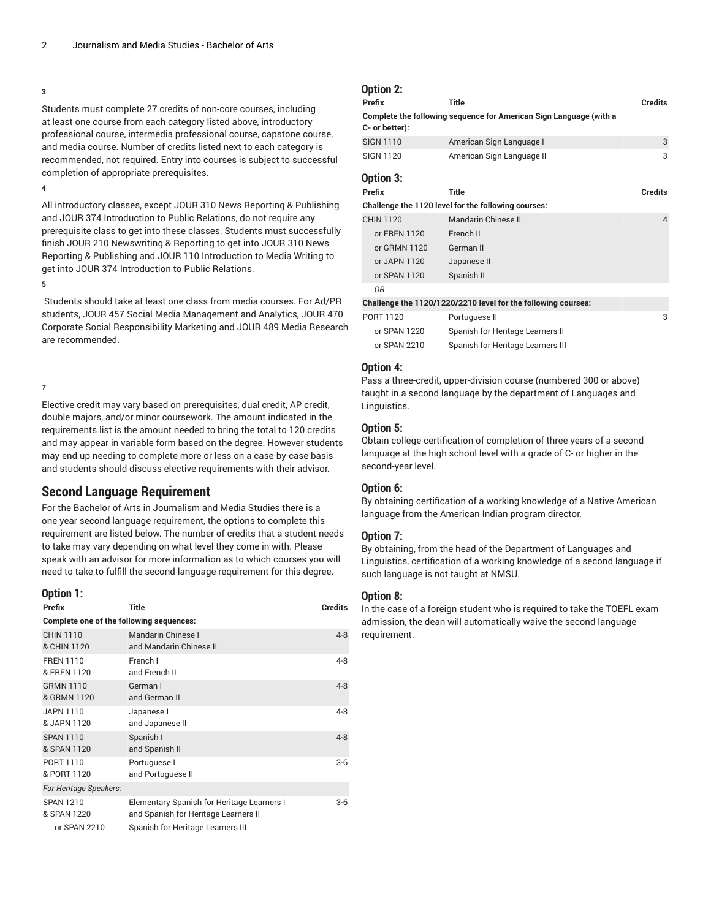**3**

Students must complete 27 credits of non-core courses, including at least one course from each category listed above, introductory professional course, intermedia professional course, capstone course, and media course. Number of credits listed next to each category is recommended, not required. Entry into courses is subject to successful completion of appropriate prerequisites.

**4**

All introductory classes, except JOUR 310 News Reporting & Publishing and JOUR 374 Introduction to Public Relations, do not require any prerequisite class to get into these classes. Students must successfully finish JOUR 210 Newswriting & Reporting to get into JOUR 310 News Reporting & Publishing and JOUR 110 Introduction to Media Writing to get into JOUR 374 Introduction to Public Relations.

**5**

Students should take at least one class from media courses. For Ad/PR students, JOUR 457 Social Media Management and Analytics, JOUR 470 Corporate Social Responsibility Marketing and JOUR 489 Media Research are recommended.

**7**

Elective credit may vary based on prerequisites, dual credit, AP credit, double majors, and/or minor coursework. The amount indicated in the requirements list is the amount needed to bring the total to 120 credits and may appear in variable form based on the degree. However students may end up needing to complete more or less on a case-by-case basis and students should discuss elective requirements with their advisor.

## Second Language Requirement

For the Bachelor of Arts in Journalism and Media Studies there is a one year second language requirement, the options to complete this requirement are listed below. The number of credits that a student needs to take may vary depending on what level they come in with. Please speak with an advisor for more information as to which courses you will need to take to fulfill the second language requirement for this degree.

### Option 1:

| Prefix | Title | Credits |
|---|---|---|
| **Complete one of the following sequences:** | | |
| CHIN 1110 & CHIN 1120 | Mandarin Chinese I and Mandarin Chinese II | 4-8 |
| FREN 1110 & FREN 1120 | French I and French II | 4-8 |
| GRMN 1110 & GRMN 1120 | German I and German II | 4-8 |
| JAPN 1110 & JAPN 1120 | Japanese I and Japanese II | 4-8 |
| SPAN 1110 & SPAN 1120 | Spanish I and Spanish II | 4-8 |
| PORT 1110 & PORT 1120 | Portuguese I and Portuguese II | 3-6 |
| *For Heritage Speakers:* | | |
| SPAN 1210 & SPAN 1220 | Elementary Spanish for Heritage Learners I and Spanish for Heritage Learners II | 3-6 |
| or SPAN 2210 | Spanish for Heritage Learners III | |

### Option 2:

| Prefix | Title | Credits |
|---|---|---|
| **Complete the following sequence for American Sign Language (with a C- or better):** | | |
| SIGN 1110 | American Sign Language I | 3 |
| SIGN 1120 | American Sign Language II | 3 |

### Option 3:

| Prefix | Title | Credits |
|---|---|---|
| **Challenge the 1120 level for the following courses:** | | |
| CHIN 1120 | Mandarin Chinese II | 4 |
| or FREN 1120 | French II | |
| or GRMN 1120 | German II | |
| or JAPN 1120 | Japanese II | |
| or SPAN 1120 | Spanish II | |
| *OR* | | |
| **Challenge the 1120/1220/2210 level for the following courses:** | | |
| PORT 1120 | Portuguese II | 3 |
| or SPAN 1220 | Spanish for Heritage Learners II | |
| or SPAN 2210 | Spanish for Heritage Learners III | |

### Option 4:

Pass a three-credit, upper-division course (numbered 300 or above) taught in a second language by the department of Languages and Linguistics.

### Option 5:

Obtain college certification of completion of three years of a second language at the high school level with a grade of C- or higher in the second-year level.

### Option 6:

By obtaining certification of a working knowledge of a Native American language from the American Indian program director.

### Option 7:

By obtaining, from the head of the Department of Languages and Linguistics, certification of a working knowledge of a second language if such language is not taught at NMSU.

### Option 8:

In the case of a foreign student who is required to take the TOEFL exam admission, the dean will automatically waive the second language requirement.